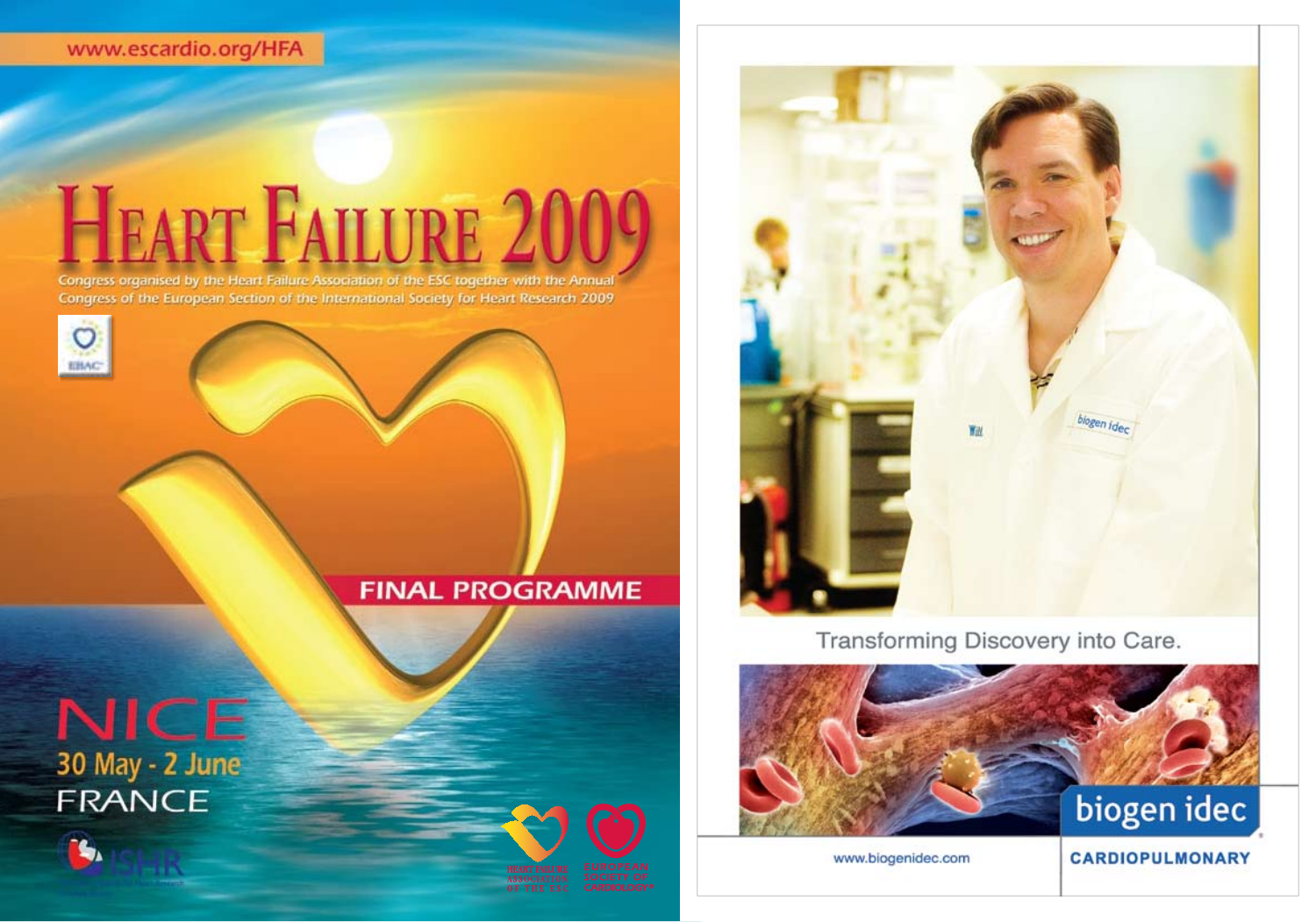www.escardio.org/HFA

# Heart Failure 2009

Congress organised by the Heart Failure Association of the ESC together with the Annual Congress of the European Section of the International Society for Heart Research 2009

EBAC

## FINAL PROGRAMME

NICE
30 May - 2 June
FRANCE

ISHR

Heart Failure Association of the ESC

European Society of Cardiology

---

Transforming Discovery into Care.

biogen idec

www.biogenidec.com

CARDIOPULMONARY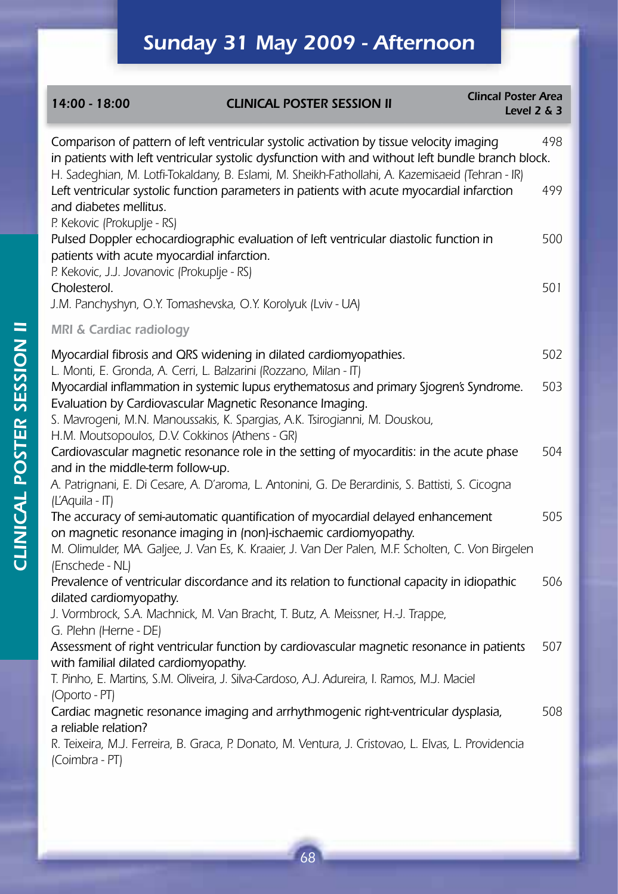# Sunday 31 May 2009 - Afternoon

**14:00 - 18:00** **CLINICAL POSTER SESSION II** **Clincal Poster Area Level 2 & 3**

Comparison of pattern of left ventricular systolic activation by tissue velocity imaging in patients with left ventricular systolic dysfunction with and without left bundle branch block. 498
H. Sadeghian, M. Lotfi-Tokaldany, B. Eslami, M. Sheikh-Fathollahi, A. Kazemisaeid (Tehran - IR)

Left ventricular systolic function parameters in patients with acute myocardial infarction and diabetes mellitus. 499
P. Kekovic (Prokuplje - RS)

Pulsed Doppler echocardiographic evaluation of left ventricular diastolic function in patients with acute myocardial infarction. 500
P. Kekovic, J.J. Jovanovic (Prokuplje - RS)

Cholesterol. 501
J.M. Panchyshyn, O.Y. Tomashevska, O.Y. Korolyuk (Lviv - UA)

## MRI & Cardiac radiology

Myocardial fibrosis and QRS widening in dilated cardiomyopathies. 502
L. Monti, E. Gronda, A. Cerri, L. Balzarini (Rozzano, Milan - IT)

Myocardial inflammation in systemic lupus erythematosus and primary Sjogren's Syndrome. Evaluation by Cardiovascular Magnetic Resonance Imaging. 503
S. Mavrogeni, M.N. Manoussakis, K. Spargias, A.K. Tsirogianni, M. Douskou, H.M. Moutsopoulos, D.V. Cokkinos (Athens - GR)

Cardiovascular magnetic resonance role in the setting of myocarditis: in the acute phase and in the middle-term follow-up. 504
A. Patrignani, E. Di Cesare, A. D'aroma, L. Antonini, G. De Berardinis, S. Battisti, S. Cicogna (L'Aquila - IT)

The accuracy of semi-automatic quantification of myocardial delayed enhancement on magnetic resonance imaging in (non)-ischaemic cardiomyopathy. 505
M. Olimulder, MA. Galjee, J. Van Es, K. Kraaier, J. Van Der Palen, M.F. Scholten, C. Von Birgelen (Enschede - NL)

Prevalence of ventricular discordance and its relation to functional capacity in idiopathic dilated cardiomyopathy. 506
J. Vormbrock, S.A. Machnick, M. Van Bracht, T. Butz, A. Meissner, H.-J. Trappe, G. Plehn (Herne - DE)

Assessment of right ventricular function by cardiovascular magnetic resonance in patients with familial dilated cardiomyopathy. 507
T. Pinho, E. Martins, S.M. Oliveira, J. Silva-Cardoso, A.J. Adureira, I. Ramos, M.J. Maciel (Oporto - PT)

Cardiac magnetic resonance imaging and arrhythmogenic right-ventricular dysplasia, a reliable relation? 508
R. Teixeira, M.J. Ferreira, B. Graca, P. Donato, M. Ventura, J. Cristovao, L. Elvas, L. Providencia (Coimbra - PT)